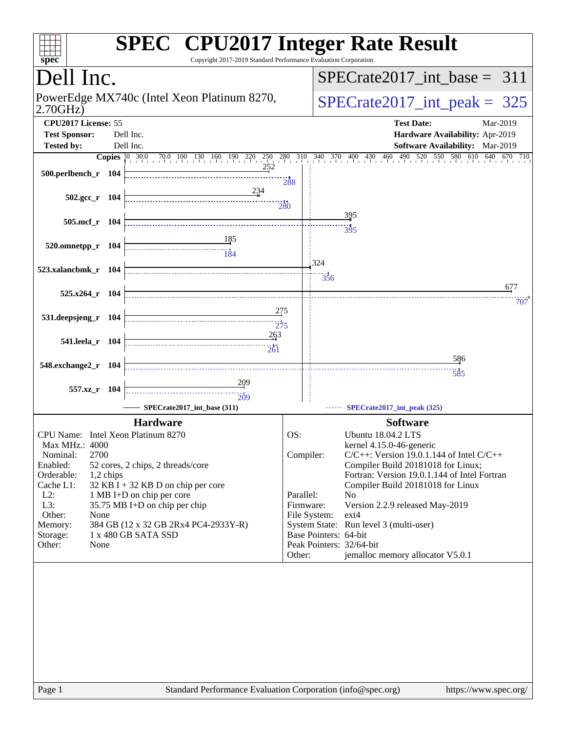# SPEC CPU2017 Integer Rate Result

Copyright 2017-2019 Standard Performance Evaluation Corporation

## Dell Inc.

PowerEdge MX740c (Intel Xeon Platinum 8270, 2.70GHz)

SPECrate2017_int_base = 311

SPECrate2017_int_peak = 325

**CPU2017 License:** 55
**Test Sponsor:** Dell Inc.
**Tested by:** Dell Inc.

**Test Date:** Mar-2019
**Hardware Availability:** Apr-2019
**Software Availability:** Mar-2019

| Benchmark | Copies | Base | Peak |
|---|---|---|---|
| 500.perlbench_r | 104 | 252 | 288 |
| 502.gcc_r | 104 | 234 | 280 |
| 505.mcf_r | 104 | 395 | 395 |
| 520.omnetpp_r | 104 | 185 | 184 |
| 523.xalancbmk_r | 104 | 324 | 356 |
| 525.x264_r | 104 | 677 | 707 |
| 531.deepsjeng_r | 104 | 275 | 275 |
| 541.leela_r | 104 | 263 | 261 |
| 548.exchange2_r | 104 | 586 | 585 |
| 557.xz_r | 104 | 209 | 209 |

SPECrate2017_int_base (311) — SPECrate2017_int_peak (325)

### Hardware

| | |
|---|---|
| CPU Name: | Intel Xeon Platinum 8270 |
| Max MHz.: | 4000 |
| Nominal: | 2700 |
| Enabled: | 52 cores, 2 chips, 2 threads/core |
| Orderable: | 1,2 chips |
| Cache L1: | 32 KB I + 32 KB D on chip per core |
| L2: | 1 MB I+D on chip per core |
| L3: | 35.75 MB I+D on chip per chip |
| Other: | None |
| Memory: | 384 GB (12 x 32 GB 2Rx4 PC4-2933Y-R) |
| Storage: | 1 x 480 GB SATA SSD |
| Other: | None |

### Software

| | |
|---|---|
| OS: | Ubuntu 18.04.2 LTS<br>kernel 4.15.0-46-generic |
| Compiler: | C/C++: Version 19.0.1.144 of Intel C/C++ Compiler Build 20181018 for Linux;<br>Fortran: Version 19.0.1.144 of Intel Fortran Compiler Build 20181018 for Linux |
| Parallel: | No |
| Firmware: | Version 2.2.9 released May-2019 |
| File System: | ext4 |
| System State: | Run level 3 (multi-user) |
| Base Pointers: | 64-bit |
| Peak Pointers: | 32/64-bit |
| Other: | jemalloc memory allocator V5.0.1 |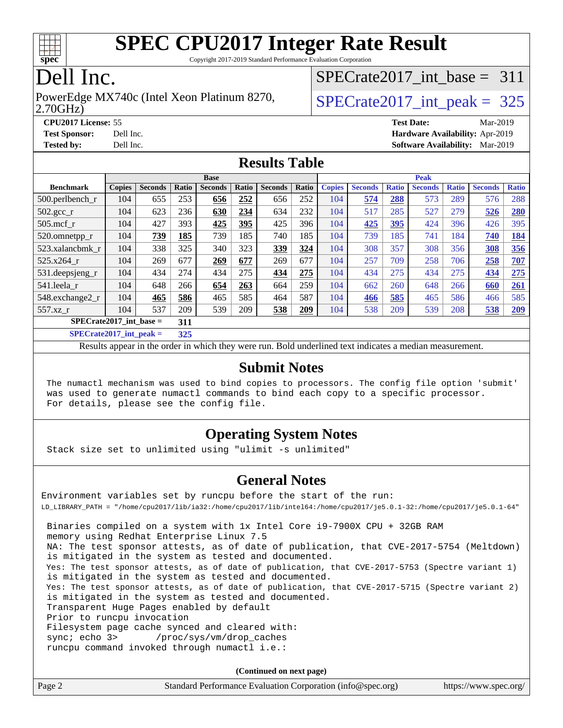# SPEC CPU2017 Integer Rate Result

Copyright 2017-2019 Standard Performance Evaluation Corporation

# Dell Inc.

PowerEdge MX740c (Intel Xeon Platinum 8270, 2.70GHz)

SPECrate2017_int_base = 311

SPECrate2017_int_peak = 325

**CPU2017 License:** 55
**Test Sponsor:** Dell Inc.
**Tested by:** Dell Inc.

**Test Date:** Mar-2019
**Hardware Availability:** Apr-2019
**Software Availability:** Mar-2019

## Results Table

| Benchmark | Base | | | | | | | Peak | | | | | | |
|---|---|---|---|---|---|---|---|---|---|---|---|---|---|---|
| | Copies | Seconds | Ratio | Seconds | Ratio | Seconds | Ratio | Copies | Seconds | Ratio | Seconds | Ratio | Seconds | Ratio |
| 500.perlbench_r | 104 | 655 | 253 | **656** | **252** | 656 | 252 | 104 | **574** | **288** | 573 | 289 | 576 | 288 |
| 502.gcc_r | 104 | 623 | 236 | **630** | **234** | 634 | 232 | 104 | 517 | 285 | 527 | 279 | **526** | **280** |
| 505.mcf_r | 104 | 427 | 393 | **425** | **395** | 425 | 396 | 104 | **425** | **395** | 424 | 396 | 426 | 395 |
| 520.omnetpp_r | 104 | **739** | **185** | 739 | 185 | 740 | 185 | 104 | 739 | 185 | 741 | 184 | **740** | **184** |
| 523.xalancbmk_r | 104 | 338 | 325 | 340 | 323 | **339** | **324** | 104 | 308 | 357 | 308 | 356 | **308** | **356** |
| 525.x264_r | 104 | 269 | 677 | **269** | **677** | 269 | 677 | 104 | 257 | 709 | 258 | 706 | **258** | **707** |
| 531.deepsjeng_r | 104 | 434 | 274 | 434 | 275 | **434** | **275** | 104 | 434 | 275 | 434 | 275 | **434** | **275** |
| 541.leela_r | 104 | 648 | 266 | **654** | **263** | 664 | 259 | 104 | 662 | 260 | 648 | 266 | **660** | **261** |
| 548.exchange2_r | 104 | **465** | **586** | 465 | 585 | 464 | 587 | 104 | **466** | **585** | 465 | 586 | 466 | 585 |
| 557.xz_r | 104 | 537 | 209 | 539 | 209 | **538** | **209** | 104 | 538 | 209 | 539 | 208 | **538** | **209** |

**SPECrate2017_int_base = 311**

**SPECrate2017_int_peak = 325**

Results appear in the order in which they were run. Bold underlined text indicates a median measurement.

## Submit Notes

```
The numactl mechanism was used to bind copies to processors. The config file option 'submit'
was used to generate numactl commands to bind each copy to a specific processor.
For details, please see the config file.
```

## Operating System Notes

```
Stack size set to unlimited using "ulimit -s unlimited"
```

## General Notes

```
Environment variables set by runcpu before the start of the run:
LD_LIBRARY_PATH = "/home/cpu2017/lib/ia32:/home/cpu2017/lib/intel64:/home/cpu2017/je5.0.1-32:/home/cpu2017/je5.0.1-64"

 Binaries compiled on a system with 1x Intel Core i9-7900X CPU + 32GB RAM
 memory using Redhat Enterprise Linux 7.5
 NA: The test sponsor attests, as of date of publication, that CVE-2017-5754 (Meltdown)
 is mitigated in the system as tested and documented.
 Yes: The test sponsor attests, as of date of publication, that CVE-2017-5753 (Spectre variant 1)
 is mitigated in the system as tested and documented.
 Yes: The test sponsor attests, as of date of publication, that CVE-2017-5715 (Spectre variant 2)
 is mitigated in the system as tested and documented.
 Transparent Huge Pages enabled by default
 Prior to runcpu invocation
 Filesystem page cache synced and cleared with:
 sync; echo 3>       /proc/sys/vm/drop_caches
 runcpu command invoked through numactl i.e.:
```

**(Continued on next page)**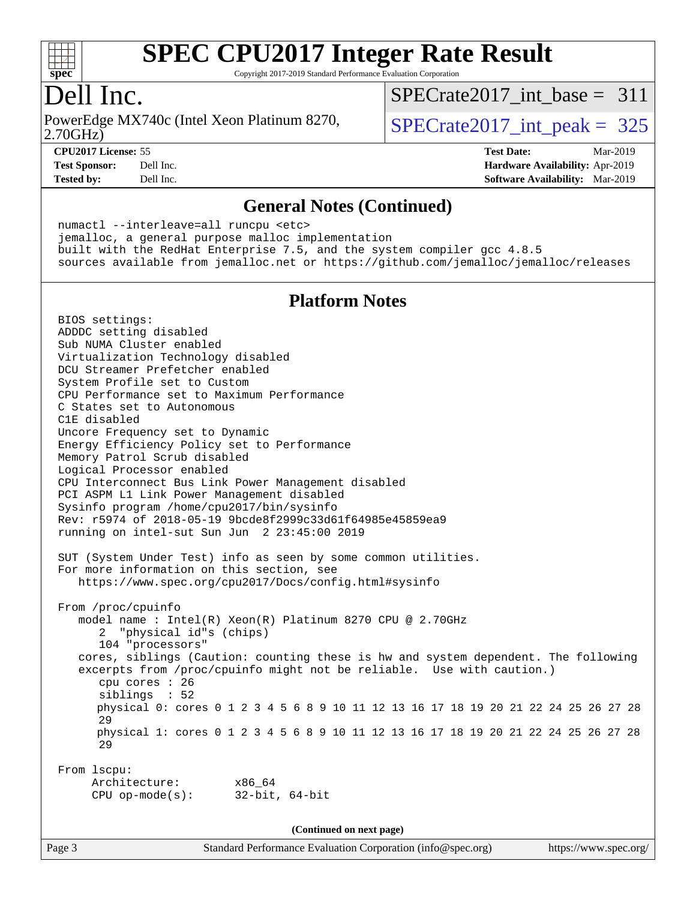# SPEC CPU2017 Integer Rate Result

Copyright 2017-2019 Standard Performance Evaluation Corporation

## Dell Inc.

PowerEdge MX740c (Intel Xeon Platinum 8270, 2.70GHz)

SPECrate2017_int_base = 311

SPECrate2017_int_peak = 325

**CPU2017 License:** 55
**Test Sponsor:** Dell Inc.
**Tested by:** Dell Inc.

**Test Date:** Mar-2019
**Hardware Availability:** Apr-2019
**Software Availability:** Mar-2019

## General Notes (Continued)

```
numactl --interleave=all runcpu <etc>
jemalloc, a general purpose malloc implementation
built with the RedHat Enterprise 7.5, and the system compiler gcc 4.8.5
sources available from jemalloc.net or https://github.com/jemalloc/jemalloc/releases
```

## Platform Notes

```
BIOS settings:
ADDDC setting disabled
Sub NUMA Cluster enabled
Virtualization Technology disabled
DCU Streamer Prefetcher enabled
System Profile set to Custom
CPU Performance set to Maximum Performance
C States set to Autonomous
C1E disabled
Uncore Frequency set to Dynamic
Energy Efficiency Policy set to Performance
Memory Patrol Scrub disabled
Logical Processor enabled
CPU Interconnect Bus Link Power Management disabled
PCI ASPM L1 Link Power Management disabled
Sysinfo program /home/cpu2017/bin/sysinfo
Rev: r5974 of 2018-05-19 9bcde8f2999c33d61f64985e45859ea9
running on intel-sut Sun Jun  2 23:45:00 2019

SUT (System Under Test) info as seen by some common utilities.
For more information on this section, see
   https://www.spec.org/cpu2017/Docs/config.html#sysinfo

From /proc/cpuinfo
   model name : Intel(R) Xeon(R) Platinum 8270 CPU @ 2.70GHz
      2  "physical id"s (chips)
      104 "processors"
   cores, siblings (Caution: counting these is hw and system dependent. The following
   excerpts from /proc/cpuinfo might not be reliable.  Use with caution.)
      cpu cores : 26
      siblings  : 52
      physical 0: cores 0 1 2 3 4 5 6 8 9 10 11 12 13 16 17 18 19 20 21 22 24 25 26 27 28
      29
      physical 1: cores 0 1 2 3 4 5 6 8 9 10 11 12 13 16 17 18 19 20 21 22 24 25 26 27 28
      29

From lscpu:
     Architecture:        x86_64
     CPU op-mode(s):      32-bit, 64-bit
```

(Continued on next page)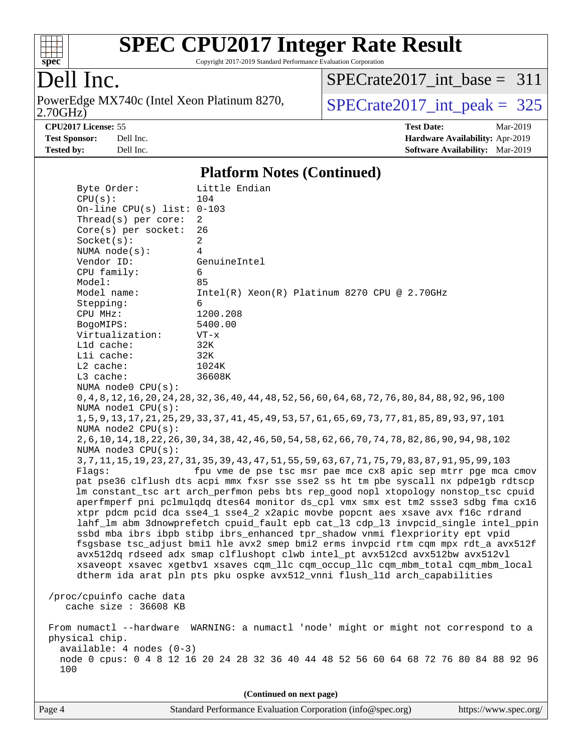# SPEC CPU2017 Integer Rate Result

Copyright 2017-2019 Standard Performance Evaluation Corporation

## Dell Inc.

PowerEdge MX740c (Intel Xeon Platinum 8270, 2.70GHz)

SPECrate2017_int_base = 311

SPECrate2017_int_peak = 325

**CPU2017 License:** 55
**Test Sponsor:** Dell Inc.
**Tested by:** Dell Inc.
**Test Date:** Mar-2019
**Hardware Availability:** Apr-2019
**Software Availability:** Mar-2019

### Platform Notes (Continued)

```
    Byte Order:          Little Endian
    CPU(s):              104
    On-line CPU(s) list: 0-103
    Thread(s) per core:  2
    Core(s) per socket:  26
    Socket(s):           2
    NUMA node(s):        4
    Vendor ID:           GenuineIntel
    CPU family:          6
    Model:               85
    Model name:          Intel(R) Xeon(R) Platinum 8270 CPU @ 2.70GHz
    Stepping:            6
    CPU MHz:             1200.208
    BogoMIPS:            5400.00
    Virtualization:      VT-x
    L1d cache:           32K
    L1i cache:           32K
    L2 cache:            1024K
    L3 cache:            36608K
    NUMA node0 CPU(s):
    0,4,8,12,16,20,24,28,32,36,40,44,48,52,56,60,64,68,72,76,80,84,88,92,96,100
    NUMA node1 CPU(s):
    1,5,9,13,17,21,25,29,33,37,41,45,49,53,57,61,65,69,73,77,81,85,89,93,97,101
    NUMA node2 CPU(s):
    2,6,10,14,18,22,26,30,34,38,42,46,50,54,58,62,66,70,74,78,82,86,90,94,98,102
    NUMA node3 CPU(s):
    3,7,11,15,19,23,27,31,35,39,43,47,51,55,59,63,67,71,75,79,83,87,91,95,99,103
    Flags:               fpu vme de pse tsc msr pae mce cx8 apic sep mtrr pge mca cmov
    pat pse36 clflush dts acpi mmx fxsr sse sse2 ss ht tm pbe syscall nx pdpe1gb rdtscp
    lm constant_tsc art arch_perfmon pebs bts rep_good nopl xtopology nonstop_tsc cpuid
    aperfmperf pni pclmulqdq dtes64 monitor ds_cpl vmx smx est tm2 ssse3 sdbg fma cx16
    xtpr pdcm pcid dca sse4_1 sse4_2 x2apic movbe popcnt aes xsave avx f16c rdrand
    lahf_lm abm 3dnowprefetch cpuid_fault epb cat_l3 cdp_l3 invpcid_single intel_ppin
    ssbd mba ibrs ibpb stibp ibrs_enhanced tpr_shadow vnmi flexpriority ept vpid
    fsgsbase tsc_adjust bmi1 hle avx2 smep bmi2 erms invpcid rtm cqm mpx rdt_a avx512f
    avx512dq rdseed adx smap clflushopt clwb intel_pt avx512cd avx512bw avx512vl
    xsaveopt xsavec xgetbv1 xsaves cqm_llc cqm_occup_llc cqm_mbm_total cqm_mbm_local
    dtherm ida arat pln pts pku ospke avx512_vnni flush_l1d arch_capabilities

 /proc/cpuinfo cache data
    cache size : 36608 KB

 From numactl --hardware  WARNING: a numactl 'node' might or might not correspond to a
 physical chip.
   available: 4 nodes (0-3)
   node 0 cpus: 0 4 8 12 16 20 24 28 32 36 40 44 48 52 56 60 64 68 72 76 80 84 88 92 96
   100
```

(Continued on next page)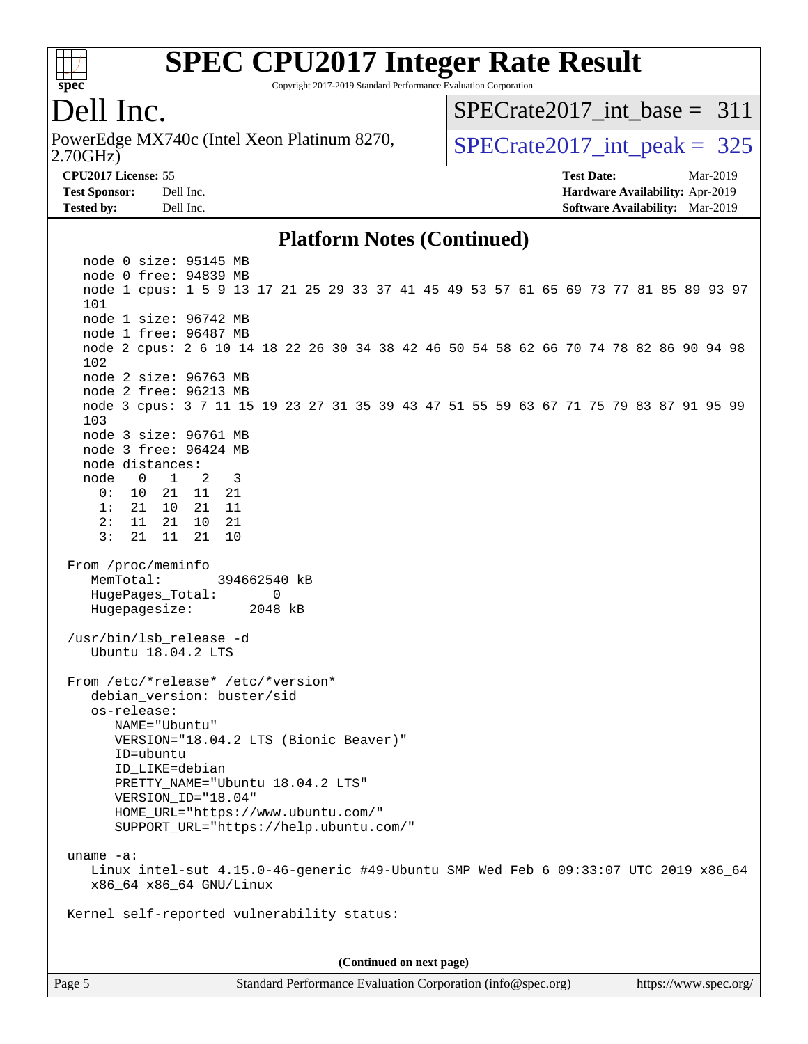# SPEC CPU2017 Integer Rate Result

Copyright 2017-2019 Standard Performance Evaluation Corporation

## Dell Inc.

PowerEdge MX740c (Intel Xeon Platinum 8270, 2.70GHz)

SPECrate2017_int_base = 311

SPECrate2017_int_peak = 325

**CPU2017 License:** 55
**Test Sponsor:** Dell Inc.
**Tested by:** Dell Inc.

**Test Date:** Mar-2019
**Hardware Availability:** Apr-2019
**Software Availability:** Mar-2019

### Platform Notes (Continued)

```
   node 0 size: 95145 MB
   node 0 free: 94839 MB
   node 1 cpus: 1 5 9 13 17 21 25 29 33 37 41 45 49 53 57 61 65 69 73 77 81 85 89 93 97
   101
   node 1 size: 96742 MB
   node 1 free: 96487 MB
   node 2 cpus: 2 6 10 14 18 22 26 30 34 38 42 46 50 54 58 62 66 70 74 78 82 86 90 94 98
   102
   node 2 size: 96763 MB
   node 2 free: 96213 MB
   node 3 cpus: 3 7 11 15 19 23 27 31 35 39 43 47 51 55 59 63 67 71 75 79 83 87 91 95 99
   103
   node 3 size: 96761 MB
   node 3 free: 96424 MB
   node distances:
   node   0   1   2   3
     0:  10  21  11  21
     1:  21  10  21  11
     2:  11  21  10  21
     3:  21  11  21  10

 From /proc/meminfo
    MemTotal:       394662540 kB
    HugePages_Total:       0
    Hugepagesize:       2048 kB

 /usr/bin/lsb_release -d
    Ubuntu 18.04.2 LTS

 From /etc/*release* /etc/*version*
    debian_version: buster/sid
    os-release:
       NAME="Ubuntu"
       VERSION="18.04.2 LTS (Bionic Beaver)"
       ID=ubuntu
       ID_LIKE=debian
       PRETTY_NAME="Ubuntu 18.04.2 LTS"
       VERSION_ID="18.04"
       HOME_URL="https://www.ubuntu.com/"
       SUPPORT_URL="https://help.ubuntu.com/"

 uname -a:
    Linux intel-sut 4.15.0-46-generic #49-Ubuntu SMP Wed Feb 6 09:33:07 UTC 2019 x86_64
    x86_64 x86_64 GNU/Linux

 Kernel self-reported vulnerability status:
```

(Continued on next page)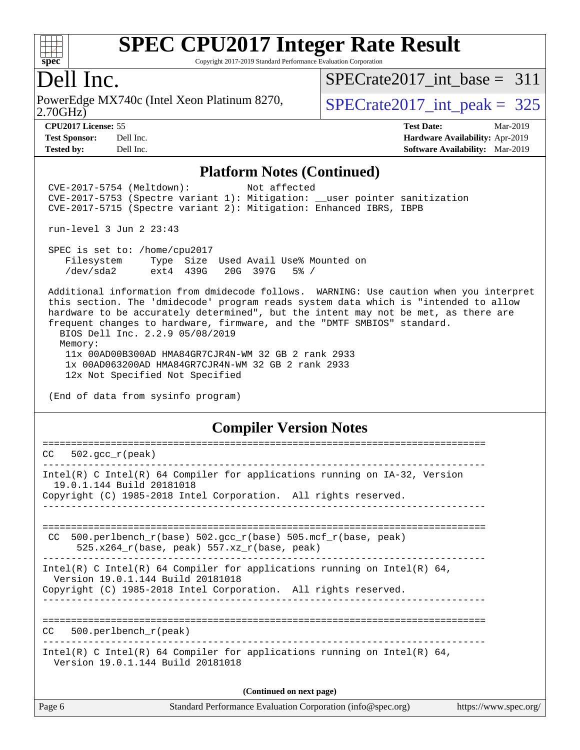# SPEC CPU2017 Integer Rate Result

Copyright 2017-2019 Standard Performance Evaluation Corporation

## Dell Inc.

PowerEdge MX740c (Intel Xeon Platinum 8270, 2.70GHz)

SPECrate2017_int_base = 311

SPECrate2017_int_peak = 325

**CPU2017 License:** 55
**Test Sponsor:** Dell Inc.
**Tested by:** Dell Inc.

**Test Date:** Mar-2019
**Hardware Availability:** Apr-2019
**Software Availability:** Mar-2019

## Platform Notes (Continued)

```
 CVE-2017-5754 (Meltdown):          Not affected
 CVE-2017-5753 (Spectre variant 1): Mitigation: __user pointer sanitization
 CVE-2017-5715 (Spectre variant 2): Mitigation: Enhanced IBRS, IBPB

 run-level 3 Jun 2 23:43

 SPEC is set to: /home/cpu2017
    Filesystem     Type  Size  Used Avail Use% Mounted on
    /dev/sda2      ext4  439G   20G  397G   5% /

 Additional information from dmidecode follows.  WARNING: Use caution when you interpret
 this section. The 'dmidecode' program reads system data which is "intended to allow
 hardware to be accurately determined", but the intent may not be met, as there are
 frequent changes to hardware, firmware, and the "DMTF SMBIOS" standard.
   BIOS Dell Inc. 2.2.9 05/08/2019
   Memory:
     11x 00AD00B300AD HMA84GR7CJR4N-WM 32 GB 2 rank 2933
     1x 00AD063200AD HMA84GR7CJR4N-WM 32 GB 2 rank 2933
     12x Not Specified Not Specified

 (End of data from sysinfo program)
```

## Compiler Version Notes

```
==============================================================================
CC   502.gcc_r(peak)
------------------------------------------------------------------------------
Intel(R) C Intel(R) 64 Compiler for applications running on IA-32, Version
  19.0.1.144 Build 20181018
Copyright (C) 1985-2018 Intel Corporation.  All rights reserved.
------------------------------------------------------------------------------

==============================================================================
 CC  500.perlbench_r(base) 502.gcc_r(base) 505.mcf_r(base, peak)
      525.x264_r(base, peak) 557.xz_r(base, peak)
------------------------------------------------------------------------------
Intel(R) C Intel(R) 64 Compiler for applications running on Intel(R) 64,
  Version 19.0.1.144 Build 20181018
Copyright (C) 1985-2018 Intel Corporation.  All rights reserved.
------------------------------------------------------------------------------

==============================================================================
CC   500.perlbench_r(peak)
------------------------------------------------------------------------------
Intel(R) C Intel(R) 64 Compiler for applications running on Intel(R) 64,
  Version 19.0.1.144 Build 20181018
```

(Continued on next page)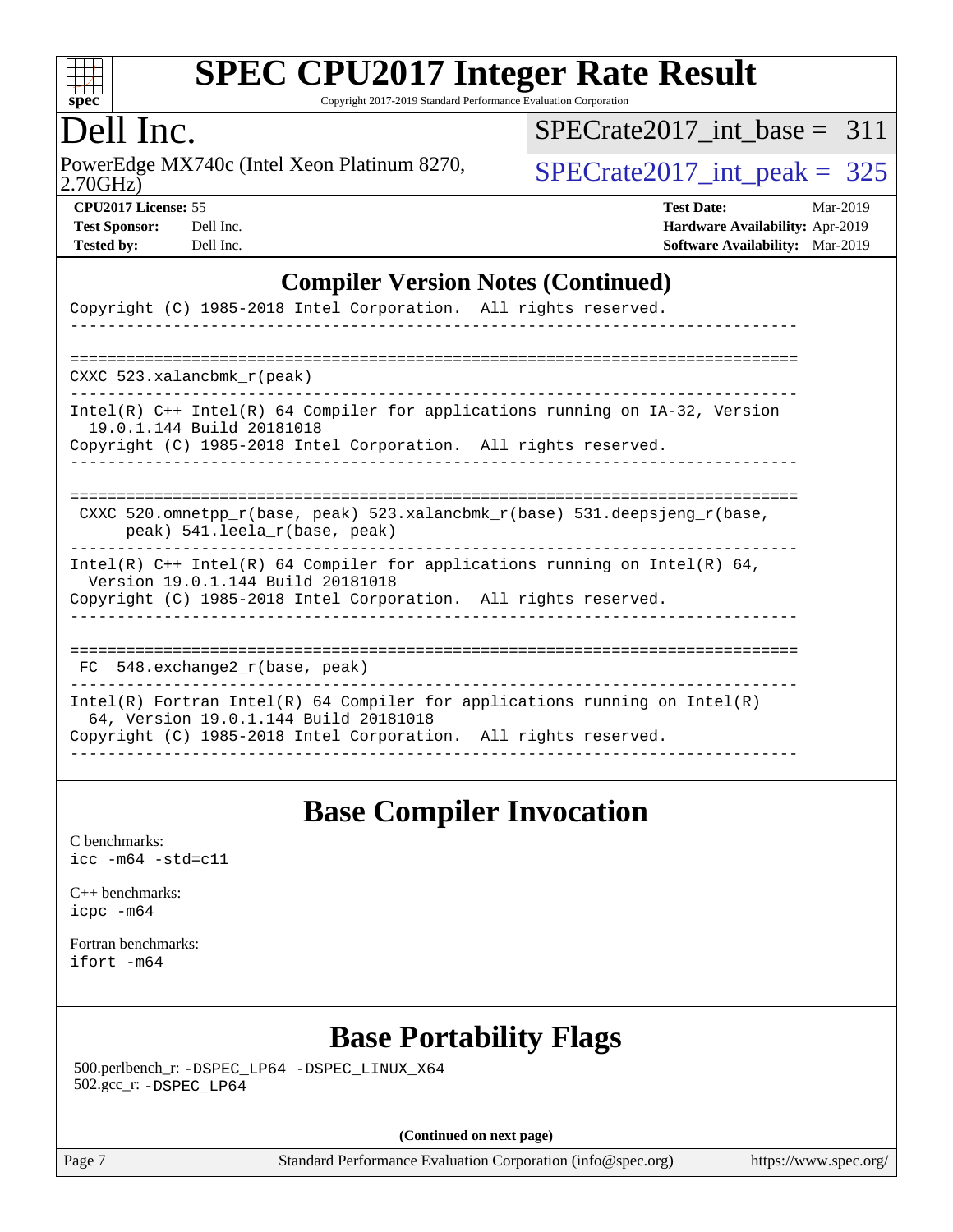## Compiler Version Notes (Continued)

```
Copyright (C) 1985-2018 Intel Corporation.  All rights reserved.
------------------------------------------------------------------------------

==============================================================================
CXXC 523.xalancbmk_r(peak)
------------------------------------------------------------------------------
Intel(R) C++ Intel(R) 64 Compiler for applications running on IA-32, Version
  19.0.1.144 Build 20181018
Copyright (C) 1985-2018 Intel Corporation.  All rights reserved.
------------------------------------------------------------------------------

==============================================================================
 CXXC 520.omnetpp_r(base, peak) 523.xalancbmk_r(base) 531.deepsjeng_r(base,
      peak) 541.leela_r(base, peak)
------------------------------------------------------------------------------
Intel(R) C++ Intel(R) 64 Compiler for applications running on Intel(R) 64,
  Version 19.0.1.144 Build 20181018
Copyright (C) 1985-2018 Intel Corporation.  All rights reserved.
------------------------------------------------------------------------------

==============================================================================
 FC  548.exchange2_r(base, peak)
------------------------------------------------------------------------------
Intel(R) Fortran Intel(R) 64 Compiler for applications running on Intel(R)
  64, Version 19.0.1.144 Build 20181018
Copyright (C) 1985-2018 Intel Corporation.  All rights reserved.
------------------------------------------------------------------------------
```

## Base Compiler Invocation

C benchmarks:
`icc -m64 -std=c11`

C++ benchmarks:
`icpc -m64`

Fortran benchmarks:
`ifort -m64`

## Base Portability Flags

500.perlbench_r: `-DSPEC_LP64 -DSPEC_LINUX_X64`
502.gcc_r: `-DSPEC_LP64`

**(Continued on next page)**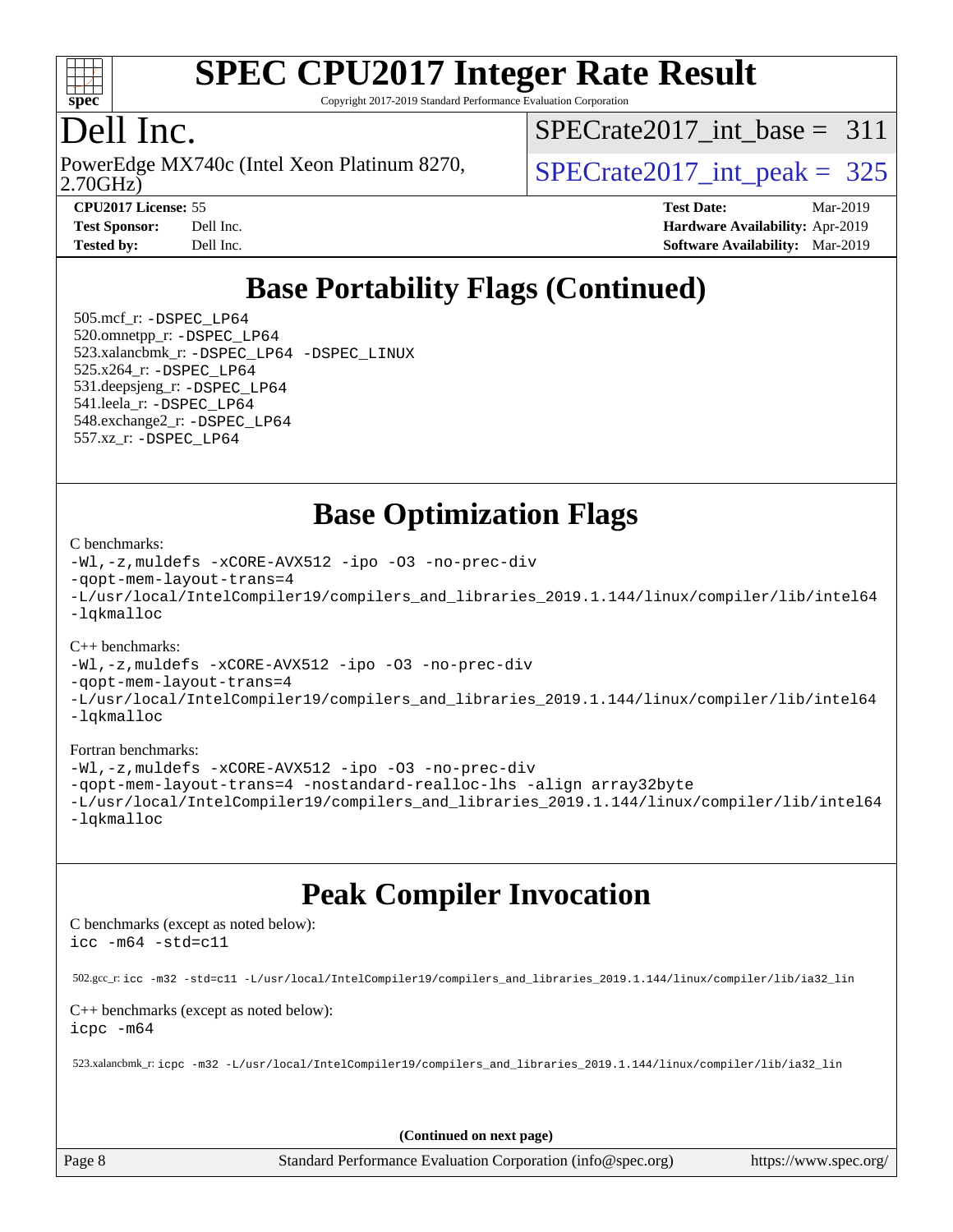## Base Portability Flags (Continued)

505.mcf_r: -DSPEC_LP64
520.omnetpp_r: -DSPEC_LP64
523.xalancbmk_r: -DSPEC_LP64 -DSPEC_LINUX
525.x264_r: -DSPEC_LP64
531.deepsjeng_r: -DSPEC_LP64
541.leela_r: -DSPEC_LP64
548.exchange2_r: -DSPEC_LP64
557.xz_r: -DSPEC_LP64

## Base Optimization Flags

C benchmarks:
```
-Wl,-z,muldefs -xCORE-AVX512 -ipo -O3 -no-prec-div
-qopt-mem-layout-trans=4
-L/usr/local/IntelCompiler19/compilers_and_libraries_2019.1.144/linux/compiler/lib/intel64
-lqkmalloc
```

C++ benchmarks:
```
-Wl,-z,muldefs -xCORE-AVX512 -ipo -O3 -no-prec-div
-qopt-mem-layout-trans=4
-L/usr/local/IntelCompiler19/compilers_and_libraries_2019.1.144/linux/compiler/lib/intel64
-lqkmalloc
```

Fortran benchmarks:
```
-Wl,-z,muldefs -xCORE-AVX512 -ipo -O3 -no-prec-div
-qopt-mem-layout-trans=4 -nostandard-realloc-lhs -align array32byte
-L/usr/local/IntelCompiler19/compilers_and_libraries_2019.1.144/linux/compiler/lib/intel64
-lqkmalloc
```

## Peak Compiler Invocation

C benchmarks (except as noted below):
```
icc -m64 -std=c11
```

502.gcc_r: icc -m32 -std=c11 -L/usr/local/IntelCompiler19/compilers_and_libraries_2019.1.144/linux/compiler/lib/ia32_lin

C++ benchmarks (except as noted below):
```
icpc -m64
```

523.xalancbmk_r: icpc -m32 -L/usr/local/IntelCompiler19/compilers_and_libraries_2019.1.144/linux/compiler/lib/ia32_lin

**(Continued on next page)**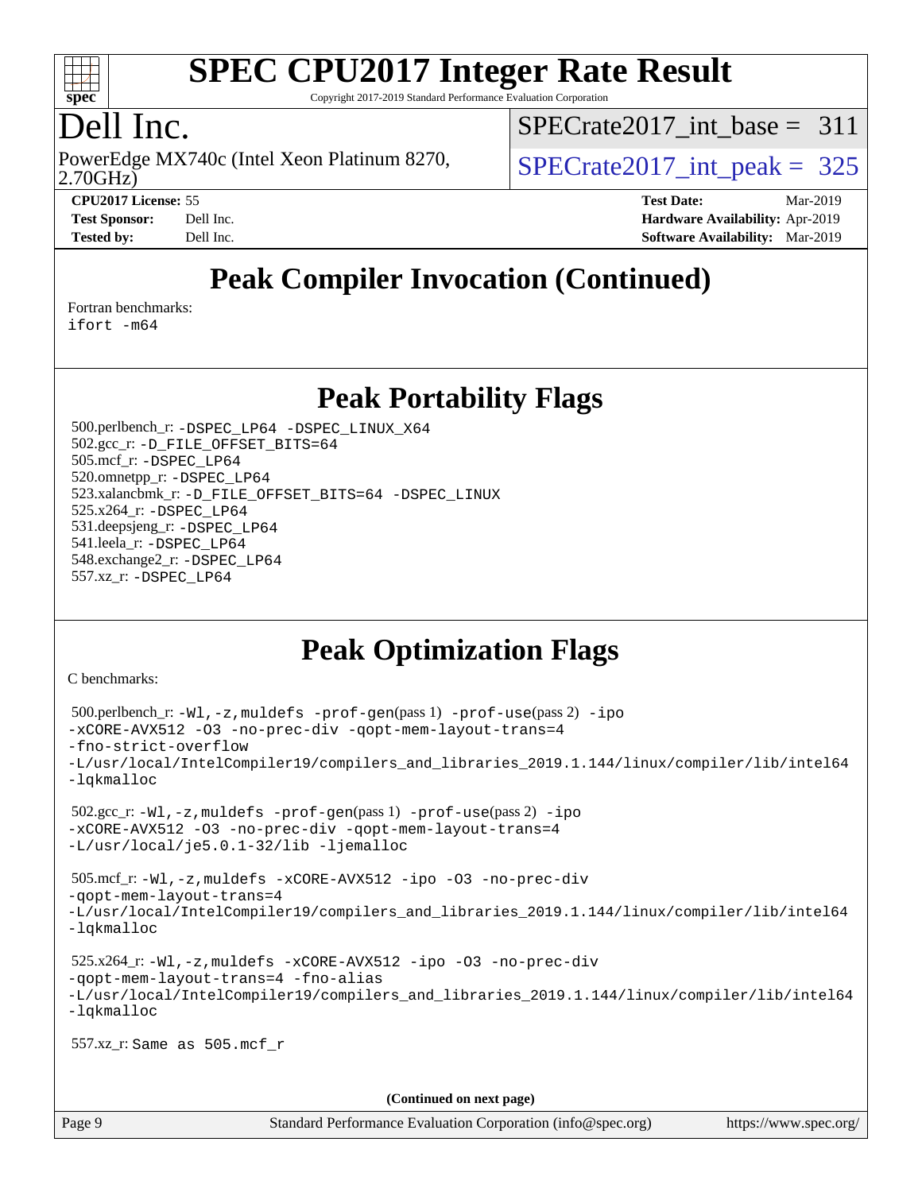# SPEC CPU2017 Integer Rate Result

Copyright 2017-2019 Standard Performance Evaluation Corporation

## Dell Inc.

PowerEdge MX740c (Intel Xeon Platinum 8270, 2.70GHz)

SPECrate2017_int_base = 311

SPECrate2017_int_peak = 325

**CPU2017 License:** 55
**Test Sponsor:** Dell Inc.
**Tested by:** Dell Inc.

**Test Date:** Mar-2019
**Hardware Availability:** Apr-2019
**Software Availability:** Mar-2019

## Peak Compiler Invocation (Continued)

Fortran benchmarks:
```
ifort -m64
```

## Peak Portability Flags

500.perlbench_r: `-DSPEC_LP64 -DSPEC_LINUX_X64`
502.gcc_r: `-D_FILE_OFFSET_BITS=64`
505.mcf_r: `-DSPEC_LP64`
520.omnetpp_r: `-DSPEC_LP64`
523.xalancbmk_r: `-D_FILE_OFFSET_BITS=64 -DSPEC_LINUX`
525.x264_r: `-DSPEC_LP64`
531.deepsjeng_r: `-DSPEC_LP64`
541.leela_r: `-DSPEC_LP64`
548.exchange2_r: `-DSPEC_LP64`
557.xz_r: `-DSPEC_LP64`

## Peak Optimization Flags

C benchmarks:

500.perlbench_r: `-Wl,-z,muldefs -prof-gen`(pass 1) `-prof-use`(pass 2) `-ipo -xCORE-AVX512 -O3 -no-prec-div -qopt-mem-layout-trans=4 -fno-strict-overflow -L/usr/local/IntelCompiler19/compilers_and_libraries_2019.1.144/linux/compiler/lib/intel64 -lqkmalloc`

502.gcc_r: `-Wl,-z,muldefs -prof-gen`(pass 1) `-prof-use`(pass 2) `-ipo -xCORE-AVX512 -O3 -no-prec-div -qopt-mem-layout-trans=4 -L/usr/local/je5.0.1-32/lib -ljemalloc`

505.mcf_r: `-Wl,-z,muldefs -xCORE-AVX512 -ipo -O3 -no-prec-div -qopt-mem-layout-trans=4 -L/usr/local/IntelCompiler19/compilers_and_libraries_2019.1.144/linux/compiler/lib/intel64 -lqkmalloc`

525.x264_r: `-Wl,-z,muldefs -xCORE-AVX512 -ipo -O3 -no-prec-div -qopt-mem-layout-trans=4 -fno-alias -L/usr/local/IntelCompiler19/compilers_and_libraries_2019.1.144/linux/compiler/lib/intel64 -lqkmalloc`

557.xz_r: Same as 505.mcf_r

**(Continued on next page)**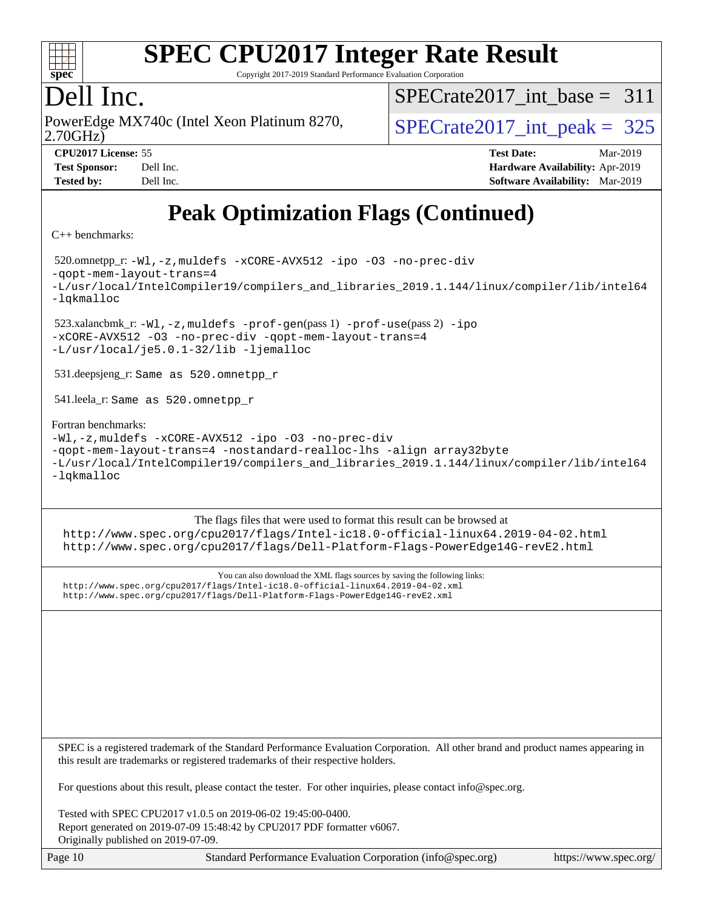# SPEC CPU2017 Integer Rate Result

Copyright 2017-2019 Standard Performance Evaluation Corporation

## Dell Inc.

PowerEdge MX740c (Intel Xeon Platinum 8270, 2.70GHz)

SPECrate2017_int_base = 311

SPECrate2017_int_peak = 325

| | | | |
|---|---|---|---|
| **CPU2017 License:** | 55 | **Test Date:** | Mar-2019 |
| **Test Sponsor:** | Dell Inc. | **Hardware Availability:** | Apr-2019 |
| **Tested by:** | Dell Inc. | **Software Availability:** | Mar-2019 |

# Peak Optimization Flags (Continued)

C++ benchmarks:

520.omnetpp_r: `-Wl,-z,muldefs -xCORE-AVX512 -ipo -O3 -no-prec-div -qopt-mem-layout-trans=4 -L/usr/local/IntelCompiler19/compilers_and_libraries_2019.1.144/linux/compiler/lib/intel64 -lqkmalloc`

523.xalancbmk_r: `-Wl,-z,muldefs -prof-gen`(pass 1) `-prof-use`(pass 2) `-ipo -xCORE-AVX512 -O3 -no-prec-div -qopt-mem-layout-trans=4 -L/usr/local/je5.0.1-32/lib -ljemalloc`

531.deepsjeng_r: `Same as 520.omnetpp_r`

541.leela_r: `Same as 520.omnetpp_r`

Fortran benchmarks:

`-Wl,-z,muldefs -xCORE-AVX512 -ipo -O3 -no-prec-div -qopt-mem-layout-trans=4 -nostandard-realloc-lhs -align array32byte -L/usr/local/IntelCompiler19/compilers_and_libraries_2019.1.144/linux/compiler/lib/intel64 -lqkmalloc`

The flags files that were used to format this result can be browsed at
http://www.spec.org/cpu2017/flags/Intel-ic18.0-official-linux64.2019-04-02.html
http://www.spec.org/cpu2017/flags/Dell-Platform-Flags-PowerEdge14G-revE2.html

You can also download the XML flags sources by saving the following links:
http://www.spec.org/cpu2017/flags/Intel-ic18.0-official-linux64.2019-04-02.xml
http://www.spec.org/cpu2017/flags/Dell-Platform-Flags-PowerEdge14G-revE2.xml

SPEC is a registered trademark of the Standard Performance Evaluation Corporation. All other brand and product names appearing in this result are trademarks or registered trademarks of their respective holders.

For questions about this result, please contact the tester. For other inquiries, please contact info@spec.org.

Tested with SPEC CPU2017 v1.0.5 on 2019-06-02 19:45:00-0400.
Report generated on 2019-07-09 15:48:42 by CPU2017 PDF formatter v6067.
Originally published on 2019-07-09.